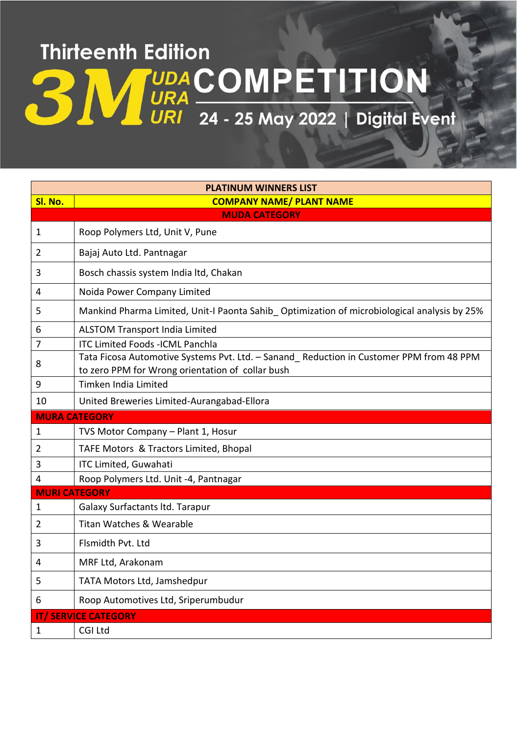# Thirteenth Edition

# 3M (MUDA, MURA, MURI) COMPETITION

## 24 - 25 May 2022 | Digital Event

| PLATINUM WINNERS LIST | |
|---|---|
| **Sl. No.** | **COMPANY NAME/ PLANT NAME** |
| **MUDA CATEGORY** | |
| 1 | Roop Polymers Ltd, Unit V, Pune |
| 2 | Bajaj Auto Ltd. Pantnagar |
| 3 | Bosch chassis system India ltd, Chakan |
| 4 | Noida Power Company Limited |
| 5 | Mankind Pharma Limited, Unit-I Paonta Sahib_ Optimization of microbiological analysis by 25% |
| 6 | ALSTOM Transport India Limited |
| 7 | ITC Limited Foods -ICML Panchla |
| 8 | Tata Ficosa Automotive Systems Pvt. Ltd. – Sanand_ Reduction in Customer PPM from 48 PPM to zero PPM for Wrong orientation of collar bush |
| 9 | Timken India Limited |
| 10 | United Breweries Limited-Aurangabad-Ellora |
| **MURA CATEGORY** | |
| 1 | TVS Motor Company – Plant 1, Hosur |
| 2 | TAFE Motors & Tractors Limited, Bhopal |
| 3 | ITC Limited, Guwahati |
| 4 | Roop Polymers Ltd. Unit -4, Pantnagar |
| **MURI CATEGORY** | |
| 1 | Galaxy Surfactants ltd. Tarapur |
| 2 | Titan Watches & Wearable |
| 3 | Flsmidth Pvt. Ltd |
| 4 | MRF Ltd, Arakonam |
| 5 | TATA Motors Ltd, Jamshedpur |
| 6 | Roop Automotives Ltd, Sriperumbudur |
| **IT/ SERVICE CATEGORY** | |
| 1 | CGI Ltd |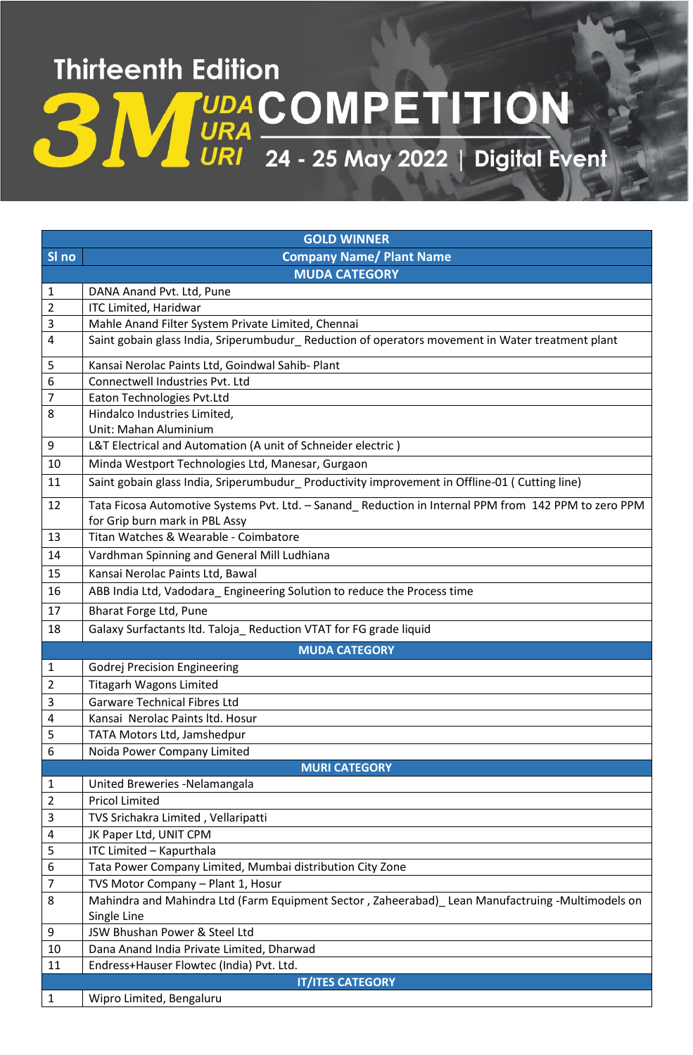# Thirteenth Edition

# 3M MUDA MURA MURI COMPETITION

## 24 - 25 May 2022 | Digital Event

| Sl no | Company Name/ Plant Name |
|---|---|
| **GOLD WINNER** | |
| **MUDA CATEGORY** | |
| 1 | DANA Anand Pvt. Ltd, Pune |
| 2 | ITC Limited, Haridwar |
| 3 | Mahle Anand Filter System Private Limited, Chennai |
| 4 | Saint gobain glass India, Sriperumbudur_ Reduction of operators movement in Water treatment plant |
| 5 | Kansai Nerolac Paints Ltd, Goindwal Sahib- Plant |
| 6 | Connectwell Industries Pvt. Ltd |
| 7 | Eaton Technologies Pvt.Ltd |
| 8 | Hindalco Industries Limited, Unit: Mahan Aluminium |
| 9 | L&T Electrical and Automation (A unit of Schneider electric ) |
| 10 | Minda Westport Technologies Ltd, Manesar, Gurgaon |
| 11 | Saint gobain glass India, Sriperumbudur_ Productivity improvement in Offline-01 ( Cutting line) |
| 12 | Tata Ficosa Automotive Systems Pvt. Ltd. – Sanand_ Reduction in Internal PPM from 142 PPM to zero PPM for Grip burn mark in PBL Assy |
| 13 | Titan Watches & Wearable - Coimbatore |
| 14 | Vardhman Spinning and General Mill Ludhiana |
| 15 | Kansai Nerolac Paints Ltd, Bawal |
| 16 | ABB India Ltd, Vadodara_ Engineering Solution to reduce the Process time |
| 17 | Bharat Forge Ltd, Pune |
| 18 | Galaxy Surfactants ltd. Taloja_ Reduction VTAT for FG grade liquid |
| **MUDA CATEGORY** | |
| 1 | Godrej Precision Engineering |
| 2 | Titagarh Wagons Limited |
| 3 | Garware Technical Fibres Ltd |
| 4 | Kansai Nerolac Paints ltd. Hosur |
| 5 | TATA Motors Ltd, Jamshedpur |
| 6 | Noida Power Company Limited |
| **MURI CATEGORY** | |
| 1 | United Breweries -Nelamangala |
| 2 | Pricol Limited |
| 3 | TVS Srichakra Limited , Vellaripatti |
| 4 | JK Paper Ltd, UNIT CPM |
| 5 | ITC Limited – Kapurthala |
| 6 | Tata Power Company Limited, Mumbai distribution City Zone |
| 7 | TVS Motor Company – Plant 1, Hosur |
| 8 | Mahindra and Mahindra Ltd (Farm Equipment Sector , Zaheerabad)_ Lean Manufactruing -Multimodels on Single Line |
| 9 | JSW Bhushan Power & Steel Ltd |
| 10 | Dana Anand India Private Limited, Dharwad |
| 11 | Endress+Hauser Flowtec (India) Pvt. Ltd. |
| **IT/ITES CATEGORY** | |
| 1 | Wipro Limited, Bengaluru |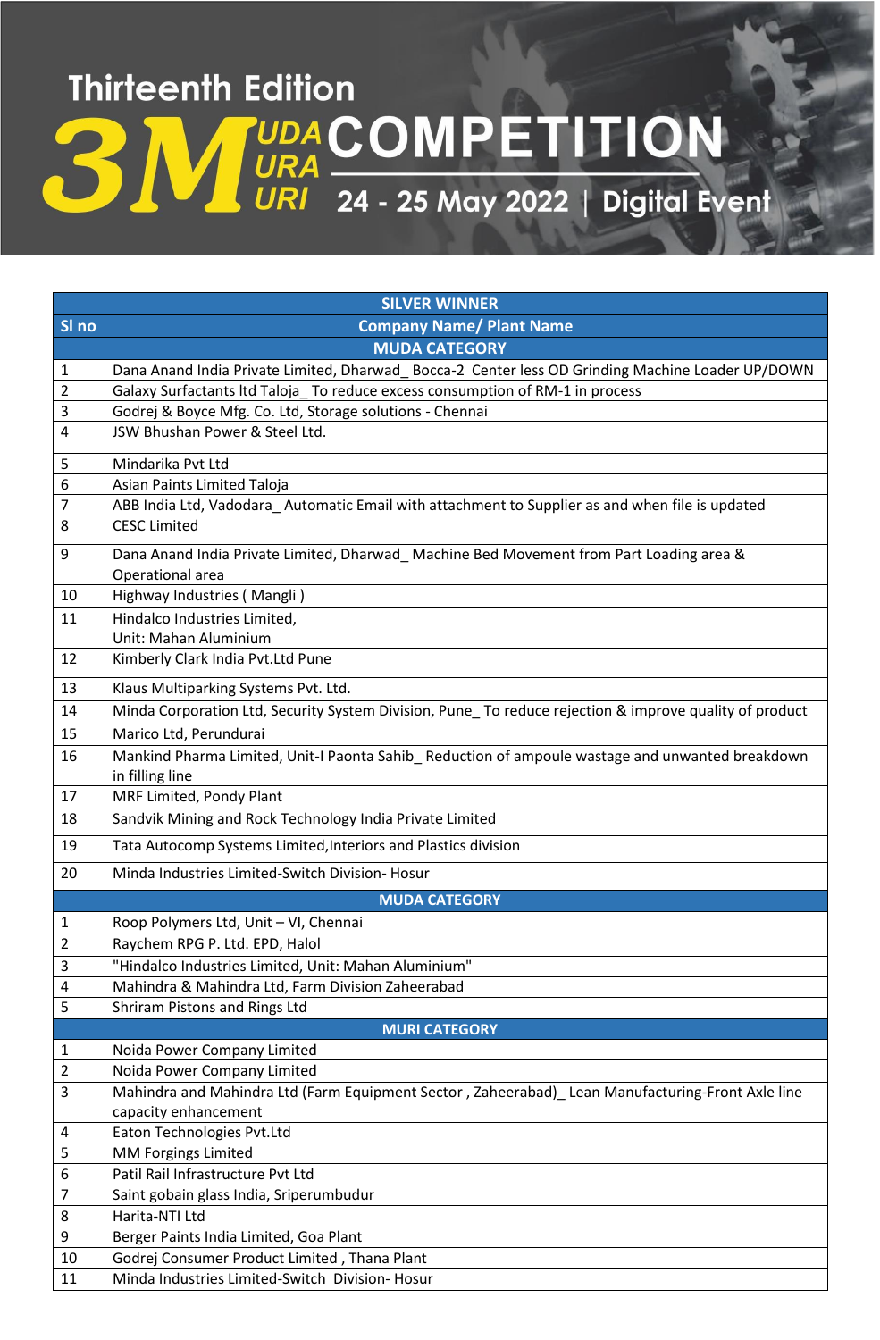# Thirteenth Edition

# 3M UDA / URA / URI COMPETITION

## 24 - 25 May 2022 | Digital Event

| SILVER WINNER | |
|---|---|
| **Sl no** | **Company Name/ Plant Name** |
| **MUDA CATEGORY** | |
| 1 | Dana Anand India Private Limited, Dharwad_ Bocca-2 Center less OD Grinding Machine Loader UP/DOWN |
| 2 | Galaxy Surfactants ltd Taloja_ To reduce excess consumption of RM-1 in process |
| 3 | Godrej & Boyce Mfg. Co. Ltd, Storage solutions - Chennai |
| 4 | JSW Bhushan Power & Steel Ltd. |
| 5 | Mindarika Pvt Ltd |
| 6 | Asian Paints Limited Taloja |
| 7 | ABB India Ltd, Vadodara_ Automatic Email with attachment to Supplier as and when file is updated |
| 8 | CESC Limited |
| 9 | Dana Anand India Private Limited, Dharwad_ Machine Bed Movement from Part Loading area & Operational area |
| 10 | Highway Industries ( Mangli ) |
| 11 | Hindalco Industries Limited, Unit: Mahan Aluminium |
| 12 | Kimberly Clark India Pvt.Ltd Pune |
| 13 | Klaus Multiparking Systems Pvt. Ltd. |
| 14 | Minda Corporation Ltd, Security System Division, Pune_ To reduce rejection & improve quality of product |
| 15 | Marico Ltd, Perundurai |
| 16 | Mankind Pharma Limited, Unit-I Paonta Sahib_ Reduction of ampoule wastage and unwanted breakdown in filling line |
| 17 | MRF Limited, Pondy Plant |
| 18 | Sandvik Mining and Rock Technology India Private Limited |
| 19 | Tata Autocomp Systems Limited,Interiors and Plastics division |
| 20 | Minda Industries Limited-Switch Division- Hosur |
| **MUDA CATEGORY** | |
| 1 | Roop Polymers Ltd, Unit – VI, Chennai |
| 2 | Raychem RPG P. Ltd. EPD, Halol |
| 3 | "Hindalco Industries Limited, Unit: Mahan Aluminium" |
| 4 | Mahindra & Mahindra Ltd, Farm Division Zaheerabad |
| 5 | Shriram Pistons and Rings Ltd |
| **MURI CATEGORY** | |
| 1 | Noida Power Company Limited |
| 2 | Noida Power Company Limited |
| 3 | Mahindra and Mahindra Ltd (Farm Equipment Sector , Zaheerabad)_ Lean Manufacturing-Front Axle line capacity enhancement |
| 4 | Eaton Technologies Pvt.Ltd |
| 5 | MM Forgings Limited |
| 6 | Patil Rail Infrastructure Pvt Ltd |
| 7 | Saint gobain glass India, Sriperumbudur |
| 8 | Harita-NTI Ltd |
| 9 | Berger Paints India Limited, Goa Plant |
| 10 | Godrej Consumer Product Limited , Thana Plant |
| 11 | Minda Industries Limited-Switch Division- Hosur |